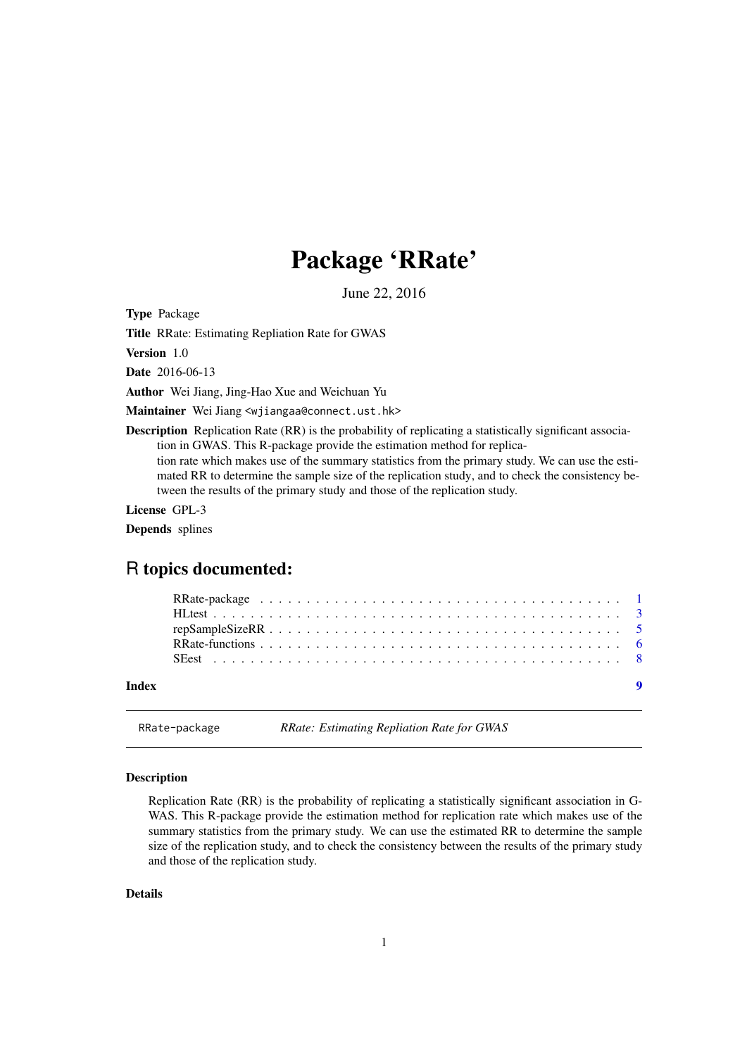# Package 'RRate'

June 22, 2016

**Type** Package

**Title** RRate: Estimating Repliation Rate for GWAS

**Version** 1.0

**Date** 2016-06-13

**Author** Wei Jiang, Jing-Hao Xue and Weichuan Yu

**Maintainer** Wei Jiang <wjiangaa@connect.ust.hk>

**Description** Replication Rate (RR) is the probability of replicating a statistically significant association in GWAS. This R-package provide the estimation method for replication rate which makes use of the summary statistics from the primary study. We can use the estimated RR to determine the sample size of the replication study, and to check the consistency between the results of the primary study and those of the replication study.

**License** GPL-3

**Depends** splines

## R topics documented:

| | |
|---|---|
| RRate-package | 1 |
| HLtest | 3 |
| repSampleSizeRR | 5 |
| RRate-functions | 6 |
| SEest | 8 |
| **Index** | **9** |

---

`RRate-package` *RRate: Estimating Repliation Rate for GWAS*

---

### Description

Replication Rate (RR) is the probability of replicating a statistically significant association in G-WAS. This R-package provide the estimation method for replication rate which makes use of the summary statistics from the primary study. We can use the estimated RR to determine the sample size of the replication study, and to check the consistency between the results of the primary study and those of the replication study.

### Details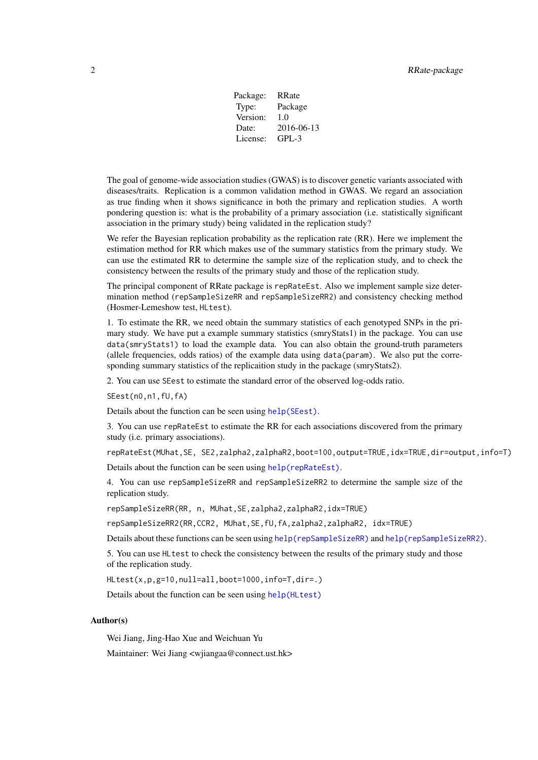| Package: | RRate |
| --- | --- |
| Type: | Package |
| Version: | 1.0 |
| Date: | 2016-06-13 |
| License: | GPL-3 |

The goal of genome-wide association studies (GWAS) is to discover genetic variants associated with diseases/traits. Replication is a common validation method in GWAS. We regard an association as true finding when it shows significance in both the primary and replication studies. A worth pondering question is: what is the probability of a primary association (i.e. statistically significant association in the primary study) being validated in the replication study?

We refer the Bayesian replication probability as the replication rate (RR). Here we implement the estimation method for RR which makes use of the summary statistics from the primary study. We can use the estimated RR to determine the sample size of the replication study, and to check the consistency between the results of the primary study and those of the replication study.

The principal component of RRate package is `repRateEst`. Also we implement sample size determination method (`repSampleSizeRR` and `repSampleSizeRR2`) and consistency checking method (Hosmer-Lemeshow test, `HLtest`).

1. To estimate the RR, we need obtain the summary statistics of each genotyped SNPs in the primary study. We have put a example summary statistics (smryStats1) in the package. You can use `data(smryStats1)` to load the example data. You can also obtain the ground-truth parameters (allele frequencies, odds ratios) of the example data using `data(param)`. We also put the corresponding summary statistics of the replicaition study in the package (smryStats2).

2. You can use `SEest` to estimate the standard error of the observed log-odds ratio.

```
SEest(n0,n1,fU,fA)
```

Details about the function can be seen using `help(SEest)`.

3. You can use `repRateEst` to estimate the RR for each associations discovered from the primary study (i.e. primary associations).

```
repRateEst(MUhat,SE, SE2,zalpha2,zalphaR2,boot=100,output=TRUE,idx=TRUE,dir=output,info=T)
```

Details about the function can be seen using `help(repRateEst)`.

4. You can use `repSampleSizeRR` and `repSampleSizeRR2` to determine the sample size of the replication study.

```
repSampleSizeRR(RR, n, MUhat,SE,zalpha2,zalphaR2,idx=TRUE)
```

```
repSampleSizeRR2(RR,CCR2, MUhat,SE,fU,fA,zalpha2,zalphaR2, idx=TRUE)
```

Details about these functions can be seen using `help(repSampleSizeRR)` and `help(repSampleSizeRR2)`.

5. You can use `HLtest` to check the consistency between the results of the primary study and those of the replication study.

```
HLtest(x,p,g=10,null=all,boot=1000,info=T,dir=.)
```

Details about the function can be seen using `help(HLtest)`

## Author(s)

Wei Jiang, Jing-Hao Xue and Weichuan Yu

Maintainer: Wei Jiang <wjiangaa@connect.ust.hk>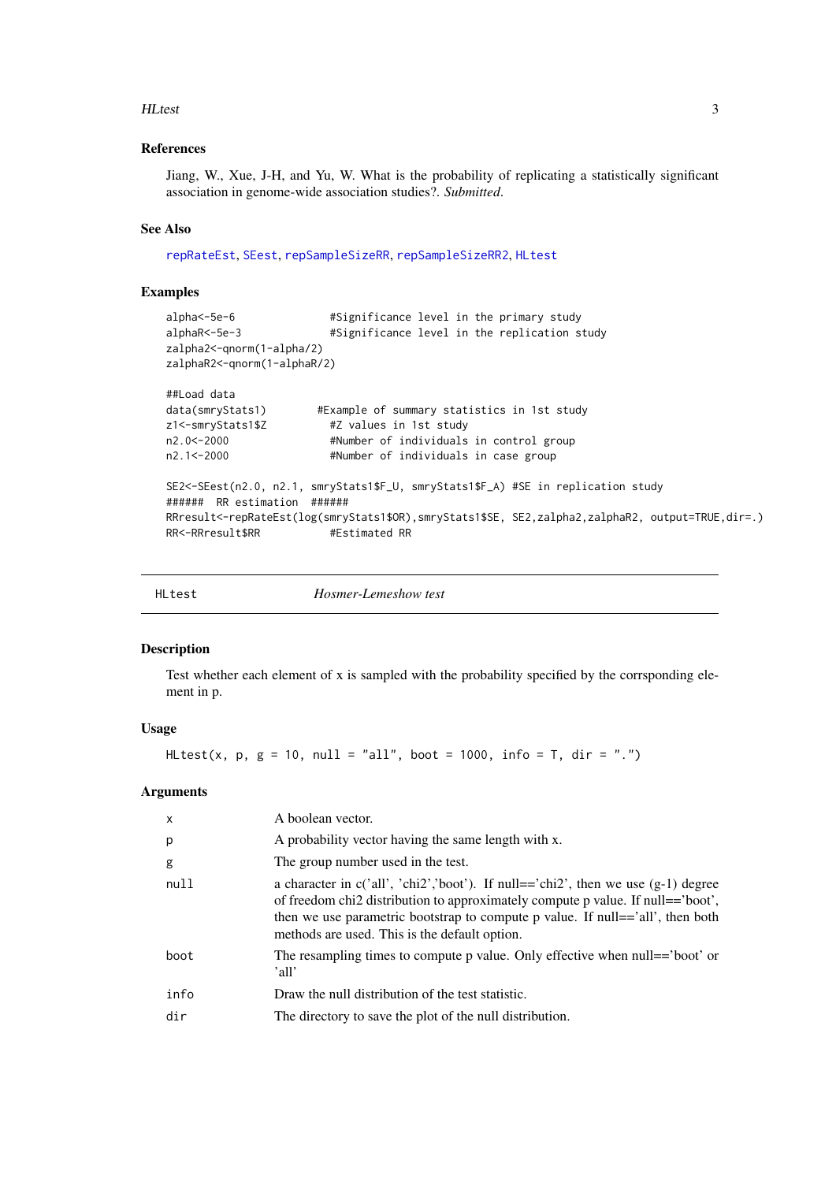## References

Jiang, W., Xue, J-H, and Yu, W. What is the probability of replicating a statistically significant association in genome-wide association studies?. *Submitted*.

## See Also

repRateEst, SEest, repSampleSizeRR, repSampleSizeRR2, HLtest

## Examples

```
alpha<-5e-6              #Significance level in the primary study
alphaR<-5e-3             #Significance level in the replication study
zalpha2<-qnorm(1-alpha/2)
zalphaR2<-qnorm(1-alphaR/2)

##Load data
data(smryStats1)       #Example of summary statistics in 1st study
z1<-smryStats1$Z         #Z values in 1st study
n2.0<-2000               #Number of individuals in control group
n2.1<-2000               #Number of individuals in case group

SE2<-SEest(n2.0, n2.1, smryStats1$F_U, smryStats1$F_A) #SE in replication study
######  RR estimation  ######
RRresult<-repRateEst(log(smryStats1$OR),smryStats1$SE, SE2,zalpha2,zalphaR2, output=TRUE,dir=.)
RR<-RRresult$RR          #Estimated RR
```

---

# HLtest — *Hosmer-Lemeshow test*

## Description

Test whether each element of x is sampled with the probability specified by the corrsponding element in p.

## Usage

```
HLtest(x, p, g = 10, null = "all", boot = 1000, info = T, dir = ".")
```

## Arguments

| | |
|---|---|
| x | A boolean vector. |
| p | A probability vector having the same length with x. |
| g | The group number used in the test. |
| null | a character in c('all', 'chi2','boot'). If null=='chi2', then we use (g-1) degree of freedom chi2 distribution to approximately compute p value. If null=='boot', then we use parametric bootstrap to compute p value. If null=='all', then both methods are used. This is the default option. |
| boot | The resampling times to compute p value. Only effective when null=='boot' or 'all' |
| info | Draw the null distribution of the test statistic. |
| dir | The directory to save the plot of the null distribution. |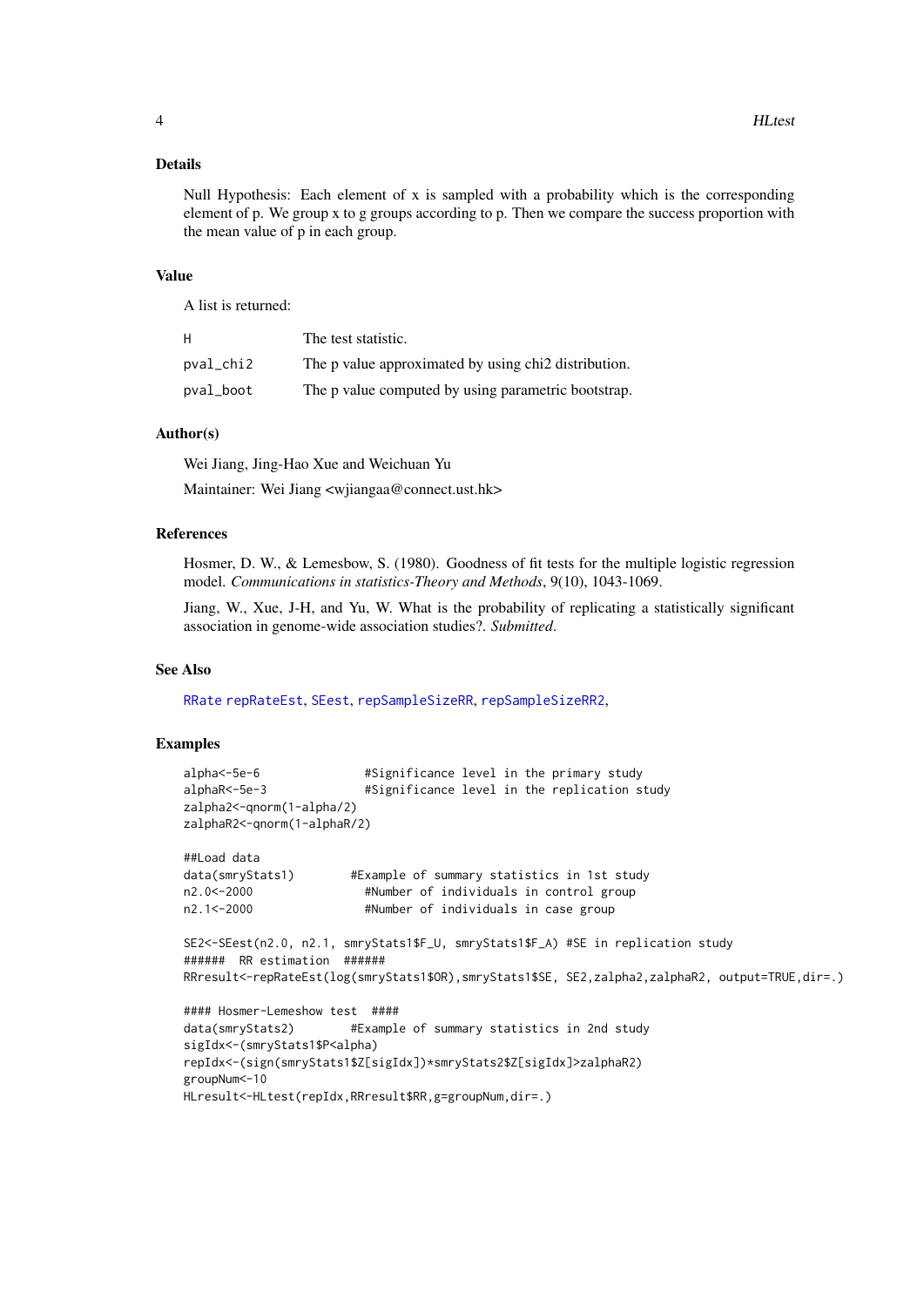### Details

Null Hypothesis: Each element of x is sampled with a probability which is the corresponding element of p. We group x to g groups according to p. Then we compare the success proportion with the mean value of p in each group.

### Value

A list is returned:

| | |
|---|---|
| H | The test statistic. |
| pval_chi2 | The p value approximated by using chi2 distribution. |
| pval_boot | The p value computed by using parametric bootstrap. |

### Author(s)

Wei Jiang, Jing-Hao Xue and Weichuan Yu

Maintainer: Wei Jiang <wjiangaa@connect.ust.hk>

### References

Hosmer, D. W., & Lemesbow, S. (1980). Goodness of fit tests for the multiple logistic regression model. *Communications in statistics-Theory and Methods*, 9(10), 1043-1069.

Jiang, W., Xue, J-H, and Yu, W. What is the probability of replicating a statistically significant association in genome-wide association studies?. *Submitted*.

### See Also

RRate repRateEst, SEest, repSampleSizeRR, repSampleSizeRR2,

### Examples

```
alpha<-5e-6               #Significance level in the primary study
alphaR<-5e-3              #Significance level in the replication study
zalpha2<-qnorm(1-alpha/2)
zalphaR2<-qnorm(1-alphaR/2)

##Load data
data(smryStats1)        #Example of summary statistics in 1st study
n2.0<-2000                #Number of individuals in control group
n2.1<-2000                #Number of individuals in case group

SE2<-SEest(n2.0, n2.1, smryStats1$F_U, smryStats1$F_A) #SE in replication study
######  RR estimation  ######
RRresult<-repRateEst(log(smryStats1$OR),smryStats1$SE, SE2,zalpha2,zalphaR2, output=TRUE,dir=.)

#### Hosmer-Lemeshow test  ####
data(smryStats2)        #Example of summary statistics in 2nd study
sigIdx<-(smryStats1$P<alpha)
repIdx<-(sign(smryStats1$Z[sigIdx])*smryStats2$Z[sigIdx]>zalphaR2)
groupNum<-10
HLresult<-HLtest(repIdx,RRresult$RR,g=groupNum,dir=.)
```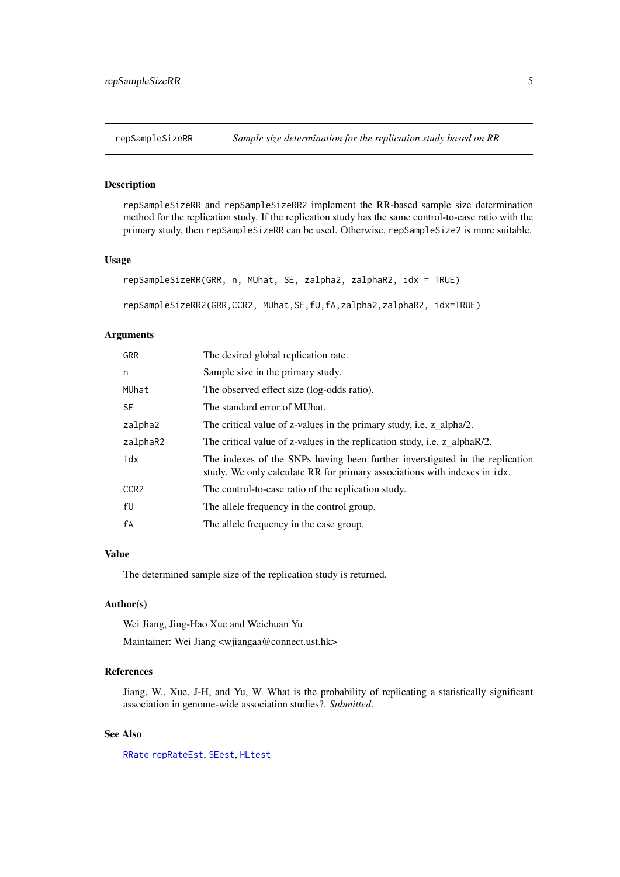repSampleSizeRR &nbsp;&nbsp;&nbsp; *Sample size determination for the replication study based on RR*

## Description

repSampleSizeRR and repSampleSizeRR2 implement the RR-based sample size determination method for the replication study. If the replication study has the same control-to-case ratio with the primary study, then repSampleSizeRR can be used. Otherwise, repSampleSize2 is more suitable.

## Usage

```
repSampleSizeRR(GRR, n, MUhat, SE, zalpha2, zalphaR2, idx = TRUE)

repSampleSizeRR2(GRR,CCR2, MUhat,SE,fU,fA,zalpha2,zalphaR2, idx=TRUE)
```

## Arguments

| | |
|---|---|
| GRR | The desired global replication rate. |
| n | Sample size in the primary study. |
| MUhat | The observed effect size (log-odds ratio). |
| SE | The standard error of MUhat. |
| zalpha2 | The critical value of z-values in the primary study, i.e. z_alpha/2. |
| zalphaR2 | The critical value of z-values in the replication study, i.e. z_alphaR/2. |
| idx | The indexes of the SNPs having been further inverstigated in the replication study. We only calculate RR for primary associations with indexes in idx. |
| CCR2 | The control-to-case ratio of the replication study. |
| fU | The allele frequency in the control group. |
| fA | The allele frequency in the case group. |

## Value

The determined sample size of the replication study is returned.

## Author(s)

Wei Jiang, Jing-Hao Xue and Weichuan Yu

Maintainer: Wei Jiang <wjiangaa@connect.ust.hk>

## References

Jiang, W., Xue, J-H, and Yu, W. What is the probability of replicating a statistically significant association in genome-wide association studies?. *Submitted*.

## See Also

RRate repRateEst, SEest, HLtest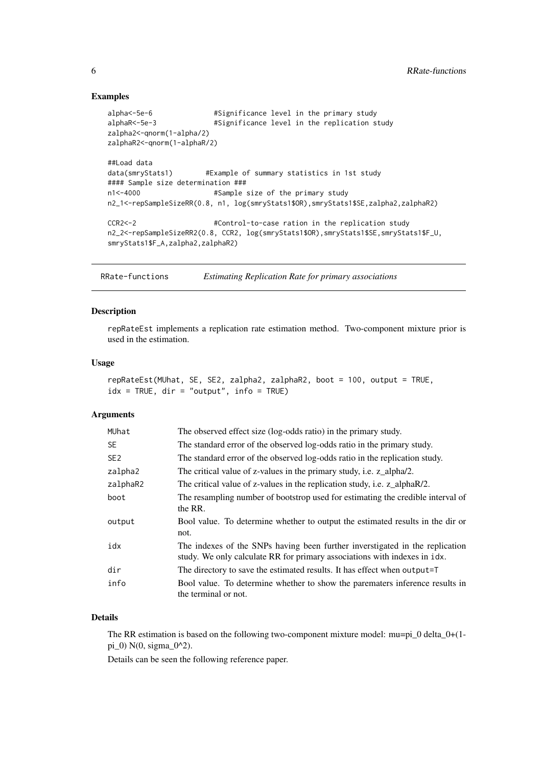### Examples

```
alpha<-5e-6              #Significance level in the primary study
alphaR<-5e-3             #Significance level in the replication study
zalpha2<-qnorm(1-alpha/2)
zalphaR2<-qnorm(1-alphaR/2)

##Load data
data(smryStats1)        #Example of summary statistics in 1st study
#### Sample size determination ###
n1<-4000                 #Sample size of the primary study
n2_1<-repSampleSizeRR(0.8, n1, log(smryStats1$OR),smryStats1$SE,zalpha2,zalphaR2)

CCR2<-2                  #Control-to-case ration in the replication study
n2_2<-repSampleSizeRR2(0.8, CCR2, log(smryStats1$OR),smryStats1$SE,smryStats1$F_U,
smryStats1$F_A,zalpha2,zalphaR2)
```

## RRate-functions *Estimating Replication Rate for primary associations*

### Description

repRateEst implements a replication rate estimation method. Two-component mixture prior is used in the estimation.

### Usage

```
repRateEst(MUhat, SE, SE2, zalpha2, zalphaR2, boot = 100, output = TRUE,
idx = TRUE, dir = "output", info = TRUE)
```

### Arguments

| | |
|---|---|
| MUhat | The observed effect size (log-odds ratio) in the primary study. |
| SE | The standard error of the observed log-odds ratio in the primary study. |
| SE2 | The standard error of the observed log-odds ratio in the replication study. |
| zalpha2 | The critical value of z-values in the primary study, i.e. z_alpha/2. |
| zalphaR2 | The critical value of z-values in the replication study, i.e. z_alphaR/2. |
| boot | The resampling number of bootstrop used for estimating the credible interval of the RR. |
| output | Bool value. To determine whether to output the estimated results in the dir or not. |
| idx | The indexes of the SNPs having been further inverstigated in the replication study. We only calculate RR for primary associations with indexes in idx. |
| dir | The directory to save the estimated results. It has effect when output=T |
| info | Bool value. To determine whether to show the paremeters inference results in the terminal or not. |

### Details

The RR estimation is based on the following two-component mixture model: mu=pi_0 delta_0+(1-pi_0) N(0, sigma_0^2).

Details can be seen the following reference paper.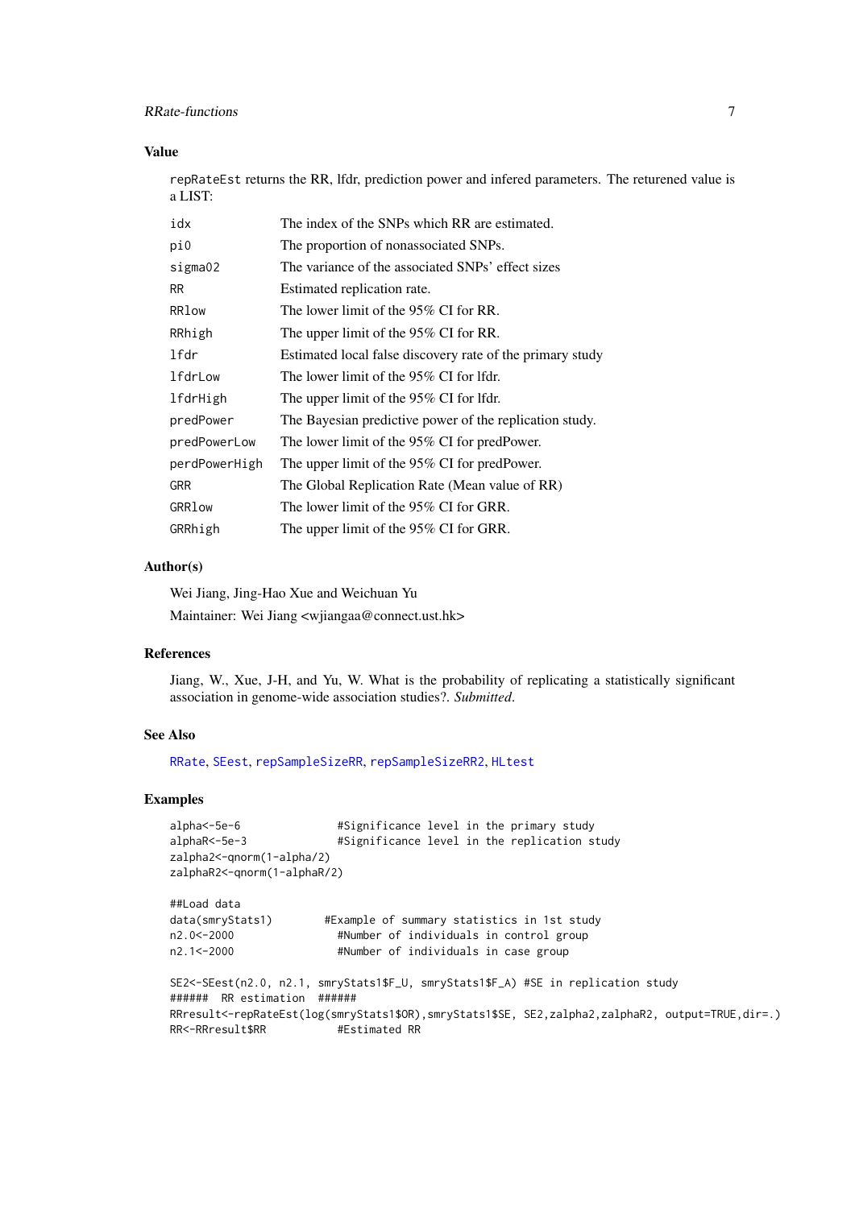## Value

repRateEst returns the RR, lfdr, prediction power and infered parameters. The returened value is a LIST:

| | |
|---|---|
| idx | The index of the SNPs which RR are estimated. |
| pi0 | The proportion of nonassociated SNPs. |
| sigma02 | The variance of the associated SNPs' effect sizes |
| RR | Estimated replication rate. |
| RRlow | The lower limit of the 95% CI for RR. |
| RRhigh | The upper limit of the 95% CI for RR. |
| lfdr | Estimated local false discovery rate of the primary study |
| lfdrLow | The lower limit of the 95% CI for lfdr. |
| lfdrHigh | The upper limit of the 95% CI for lfdr. |
| predPower | The Bayesian predictive power of the replication study. |
| predPowerLow | The lower limit of the 95% CI for predPower. |
| perdPowerHigh | The upper limit of the 95% CI for predPower. |
| GRR | The Global Replication Rate (Mean value of RR) |
| GRRlow | The lower limit of the 95% CI for GRR. |
| GRRhigh | The upper limit of the 95% CI for GRR. |

## Author(s)

Wei Jiang, Jing-Hao Xue and Weichuan Yu

Maintainer: Wei Jiang <wjiangaa@connect.ust.hk>

## References

Jiang, W., Xue, J-H, and Yu, W. What is the probability of replicating a statistically significant association in genome-wide association studies?. *Submitted*.

## See Also

RRate, SEest, repSampleSizeRR, repSampleSizeRR2, HLtest

## Examples

```
alpha<-5e-6              #Significance level in the primary study
alphaR<-5e-3             #Significance level in the replication study
zalpha2<-qnorm(1-alpha/2)
zalphaR2<-qnorm(1-alphaR/2)

##Load data
data(smryStats1)        #Example of summary statistics in 1st study
n2.0<-2000               #Number of individuals in control group
n2.1<-2000               #Number of individuals in case group

SE2<-SEest(n2.0, n2.1, smryStats1$F_U, smryStats1$F_A) #SE in replication study
######  RR estimation  ######
RRresult<-repRateEst(log(smryStats1$OR),smryStats1$SE, SE2,zalpha2,zalphaR2, output=TRUE,dir=.)
RR<-RRresult$RR           #Estimated RR
```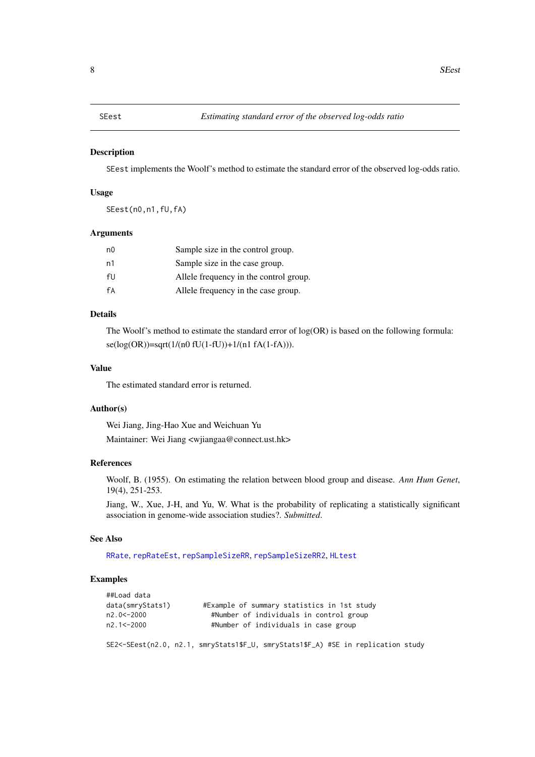## SEest — *Estimating standard error of the observed log-odds ratio*

### Description

SEest implements the Woolf's method to estimate the standard error of the observed log-odds ratio.

### Usage

```
SEest(n0,n1,fU,fA)
```

### Arguments

| | |
|---|---|
| n0 | Sample size in the control group. |
| n1 | Sample size in the case group. |
| fU | Allele frequency in the control group. |
| fA | Allele frequency in the case group. |

### Details

The Woolf's method to estimate the standard error of log(OR) is based on the following formula: se(log(OR))=sqrt(1/(n0 fU(1-fU))+1/(n1 fA(1-fA))).

### Value

The estimated standard error is returned.

### Author(s)

Wei Jiang, Jing-Hao Xue and Weichuan Yu

Maintainer: Wei Jiang <wjiangaa@connect.ust.hk>

### References

Woolf, B. (1955). On estimating the relation between blood group and disease. *Ann Hum Genet*, 19(4), 251-253.

Jiang, W., Xue, J-H, and Yu, W. What is the probability of replicating a statistically significant association in genome-wide association studies?. *Submitted*.

### See Also

RRate, repRateEst, repSampleSizeRR, repSampleSizeRR2, HLtest

### Examples

```
##Load data
data(smryStats1)        #Example of summary statistics in 1st study
n2.0<-2000                #Number of individuals in control group
n2.1<-2000                #Number of individuals in case group

SE2<-SEest(n2.0, n2.1, smryStats1$F_U, smryStats1$F_A) #SE in replication study
```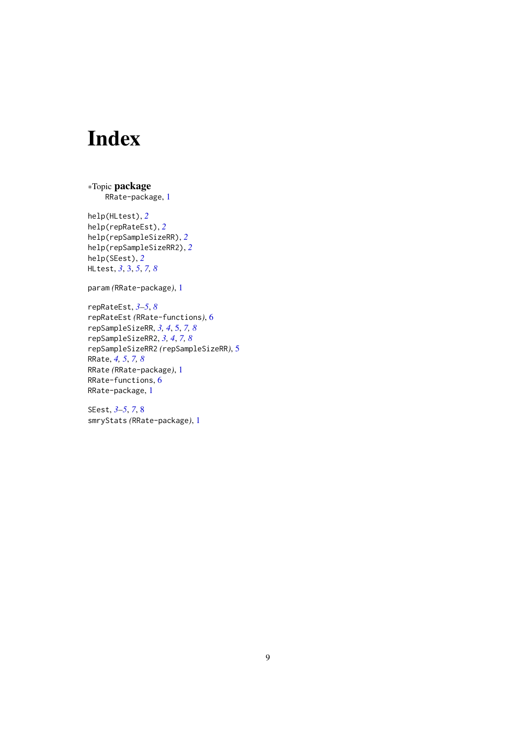# Index

*Topic **package**
    RRate-package, 1

help(HLtest), *2*
help(repRateEst), *2*
help(repSampleSizeRR), *2*
help(repSampleSizeRR2), *2*
help(SEest), *2*
HLtest, *3*, 3, *5*, *7, 8*

param *(*RRate-package*)*, 1

repRateEst, *3–5*, *8*
repRateEst *(*RRate-functions*)*, 6
repSampleSizeRR, *3, 4*, 5, *7, 8*
repSampleSizeRR2, *3, 4*, *7, 8*
repSampleSizeRR2 *(*repSampleSizeRR*)*, 5
RRate, *4, 5*, *7, 8*
RRate *(*RRate-package*)*, 1
RRate-functions, 6
RRate-package, 1

SEest, *3–5*, *7*, 8
smryStats *(*RRate-package*)*, 1